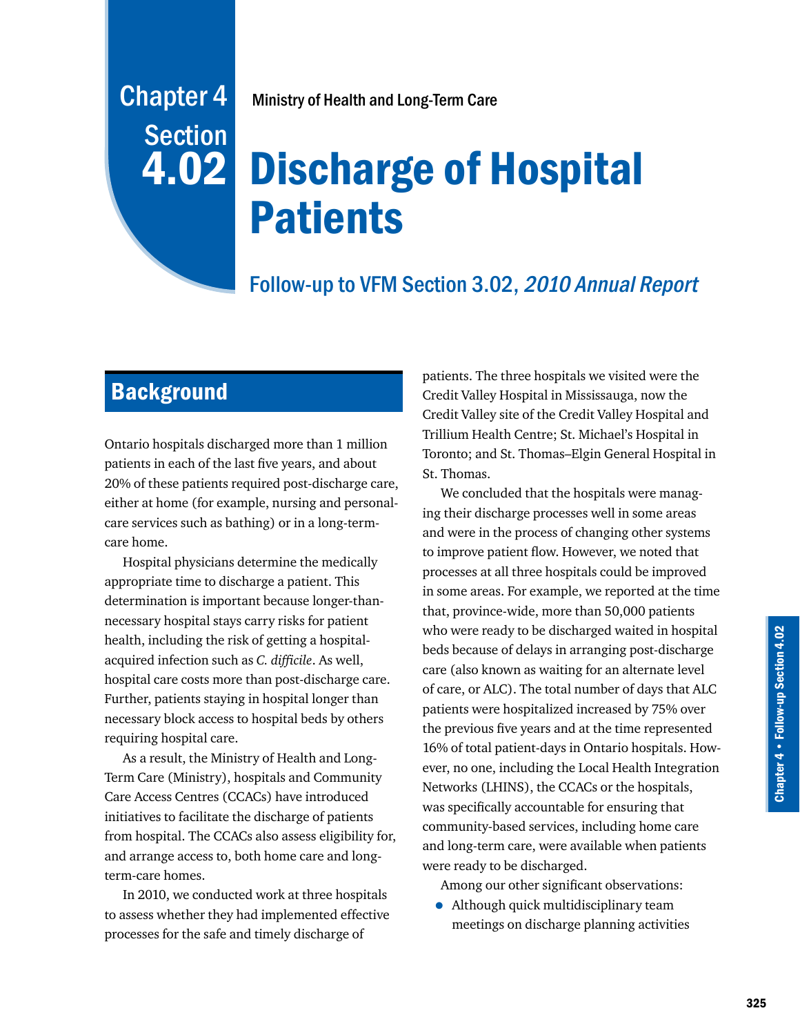# Chapter 4 Section 4.02

Ministry of Health and Long-Term Care

# Discharge of Hospital Patients

## Follow-up to VFM Section 3.02, *2010 Annual Report*

## Background

Ontario hospitals discharged more than 1 million patients in each of the last five years, and about 20% of these patients required post-discharge care, either at home (for example, nursing and personal-care services such as bathing) or in a long-term-care home.

Hospital physicians determine the medically appropriate time to discharge a patient. This determination is important because longer-than-necessary hospital stays carry risks for patient health, including the risk of getting a hospital-acquired infection such as *C. difficile*. As well, hospital care costs more than post-discharge care. Further, patients staying in hospital longer than necessary block access to hospital beds by others requiring hospital care.

As a result, the Ministry of Health and Long-Term Care (Ministry), hospitals and Community Care Access Centres (CCACs) have introduced initiatives to facilitate the discharge of patients from hospital. The CCACs also assess eligibility for, and arrange access to, both home care and long-term-care homes.

In 2010, we conducted work at three hospitals to assess whether they had implemented effective processes for the safe and timely discharge of patients. The three hospitals we visited were the Credit Valley Hospital in Mississauga, now the Credit Valley site of the Credit Valley Hospital and Trillium Health Centre; St. Michael's Hospital in Toronto; and St. Thomas–Elgin General Hospital in St. Thomas.

We concluded that the hospitals were managing their discharge processes well in some areas and were in the process of changing other systems to improve patient flow. However, we noted that processes at all three hospitals could be improved in some areas. For example, we reported at the time that, province-wide, more than 50,000 patients who were ready to be discharged waited in hospital beds because of delays in arranging post-discharge care (also known as waiting for an alternate level of care, or ALC). The total number of days that ALC patients were hospitalized increased by 75% over the previous five years and at the time represented 16% of total patient-days in Ontario hospitals. However, no one, including the Local Health Integration Networks (LHINS), the CCACs or the hospitals, was specifically accountable for ensuring that community-based services, including home care and long-term care, were available when patients were ready to be discharged.

Among our other significant observations:

- Although quick multidisciplinary team meetings on discharge planning activities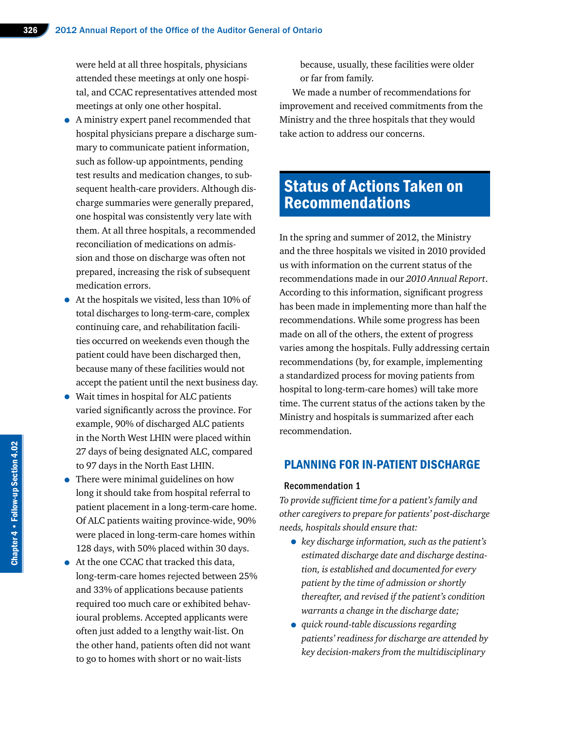were held at all three hospitals, physicians attended these meetings at only one hospital, and CCAC representatives attended most meetings at only one other hospital.

- A ministry expert panel recommended that hospital physicians prepare a discharge summary to communicate patient information, such as follow-up appointments, pending test results and medication changes, to subsequent health-care providers. Although discharge summaries were generally prepared, one hospital was consistently very late with them. At all three hospitals, a recommended reconciliation of medications on admission and those on discharge was often not prepared, increasing the risk of subsequent medication errors.
- At the hospitals we visited, less than 10% of total discharges to long-term-care, complex continuing care, and rehabilitation facilities occurred on weekends even though the patient could have been discharged then, because many of these facilities would not accept the patient until the next business day.
- Wait times in hospital for ALC patients varied significantly across the province. For example, 90% of discharged ALC patients in the North West LHIN were placed within 27 days of being designated ALC, compared to 97 days in the North East LHIN.
- There were minimal guidelines on how long it should take from hospital referral to patient placement in a long-term-care home. Of ALC patients waiting province-wide, 90% were placed in long-term-care homes within 128 days, with 50% placed within 30 days.
- At the one CCAC that tracked this data, long-term-care homes rejected between 25% and 33% of applications because patients required too much care or exhibited behavioural problems. Accepted applicants were often just added to a lengthy wait-list. On the other hand, patients often did not want to go to homes with short or no wait-lists because, usually, these facilities were older or far from family.

We made a number of recommendations for improvement and received commitments from the Ministry and the three hospitals that they would take action to address our concerns.

## Status of Actions Taken on Recommendations

In the spring and summer of 2012, the Ministry and the three hospitals we visited in 2010 provided us with information on the current status of the recommendations made in our *2010 Annual Report*. According to this information, significant progress has been made in implementing more than half the recommendations. While some progress has been made on all of the others, the extent of progress varies among the hospitals. Fully addressing certain recommendations (by, for example, implementing a standardized process for moving patients from hospital to long-term-care homes) will take more time. The current status of the actions taken by the Ministry and hospitals is summarized after each recommendation.

### PLANNING FOR IN-PATIENT DISCHARGE

#### Recommendation 1

*To provide sufficient time for a patient's family and other caregivers to prepare for patients' post-discharge needs, hospitals should ensure that:*

- *key discharge information, such as the patient's estimated discharge date and discharge destination, is established and documented for every patient by the time of admission or shortly thereafter, and revised if the patient's condition warrants a change in the discharge date;*
- *quick round-table discussions regarding patients' readiness for discharge are attended by key decision-makers from the multidisciplinary*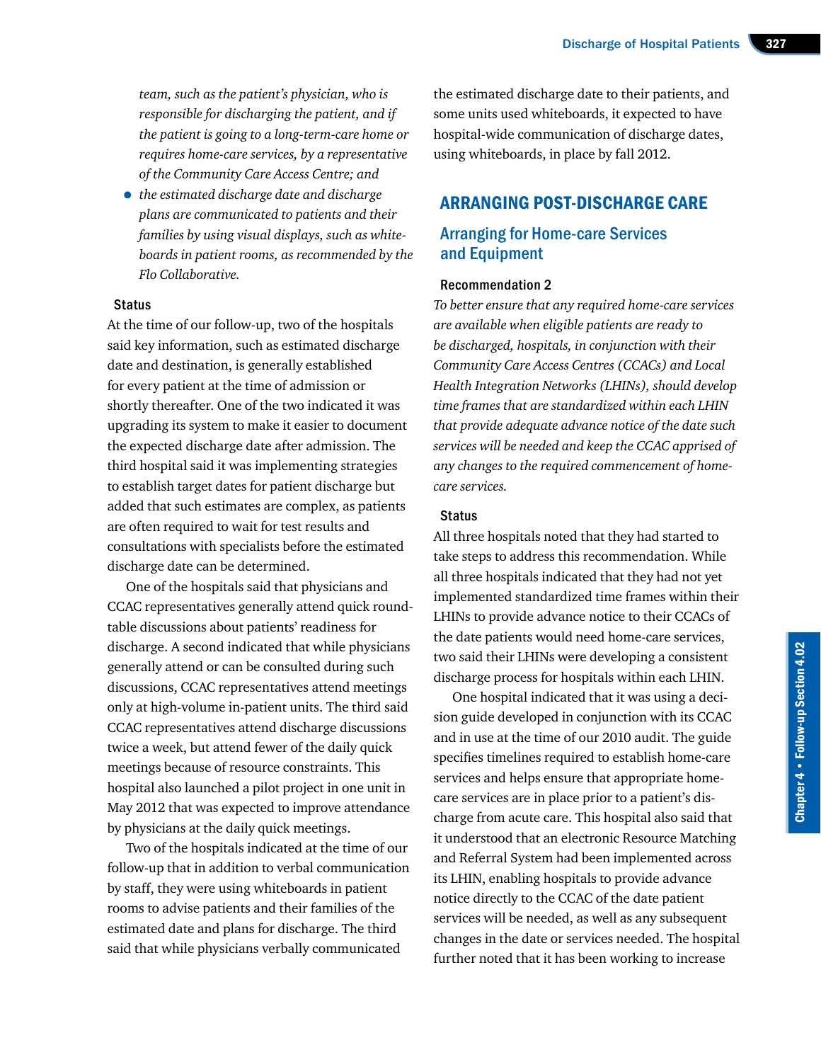*team, such as the patient's physician, who is responsible for discharging the patient, and if the patient is going to a long-term-care home or requires home-care services, by a representative of the Community Care Access Centre; and*

- *the estimated discharge date and discharge plans are communicated to patients and their families by using visual displays, such as whiteboards in patient rooms, as recommended by the Flo Collaborative.*

#### Status

At the time of our follow-up, two of the hospitals said key information, such as estimated discharge date and destination, is generally established for every patient at the time of admission or shortly thereafter. One of the two indicated it was upgrading its system to make it easier to document the expected discharge date after admission. The third hospital said it was implementing strategies to establish target dates for patient discharge but added that such estimates are complex, as patients are often required to wait for test results and consultations with specialists before the estimated discharge date can be determined.

One of the hospitals said that physicians and CCAC representatives generally attend quick round-table discussions about patients' readiness for discharge. A second indicated that while physicians generally attend or can be consulted during such discussions, CCAC representatives attend meetings only at high-volume in-patient units. The third said CCAC representatives attend discharge discussions twice a week, but attend fewer of the daily quick meetings because of resource constraints. This hospital also launched a pilot project in one unit in May 2012 that was expected to improve attendance by physicians at the daily quick meetings.

Two of the hospitals indicated at the time of our follow-up that in addition to verbal communication by staff, they were using whiteboards in patient rooms to advise patients and their families of the estimated date and plans for discharge. The third said that while physicians verbally communicated the estimated discharge date to their patients, and some units used whiteboards, it expected to have hospital-wide communication of discharge dates, using whiteboards, in place by fall 2012.

## ARRANGING POST-DISCHARGE CARE

### Arranging for Home-care Services and Equipment

#### Recommendation 2

*To better ensure that any required home-care services are available when eligible patients are ready to be discharged, hospitals, in conjunction with their Community Care Access Centres (CCACs) and Local Health Integration Networks (LHINs), should develop time frames that are standardized within each LHIN that provide adequate advance notice of the date such services will be needed and keep the CCAC apprised of any changes to the required commencement of home-care services.*

#### Status

All three hospitals noted that they had started to take steps to address this recommendation. While all three hospitals indicated that they had not yet implemented standardized time frames within their LHINs to provide advance notice to their CCACs of the date patients would need home-care services, two said their LHINs were developing a consistent discharge process for hospitals within each LHIN.

One hospital indicated that it was using a decision guide developed in conjunction with its CCAC and in use at the time of our 2010 audit. The guide specifies timelines required to establish home-care services and helps ensure that appropriate home-care services are in place prior to a patient's discharge from acute care. This hospital also said that it understood that an electronic Resource Matching and Referral System had been implemented across its LHIN, enabling hospitals to provide advance notice directly to the CCAC of the date patient services will be needed, as well as any subsequent changes in the date or services needed. The hospital further noted that it has been working to increase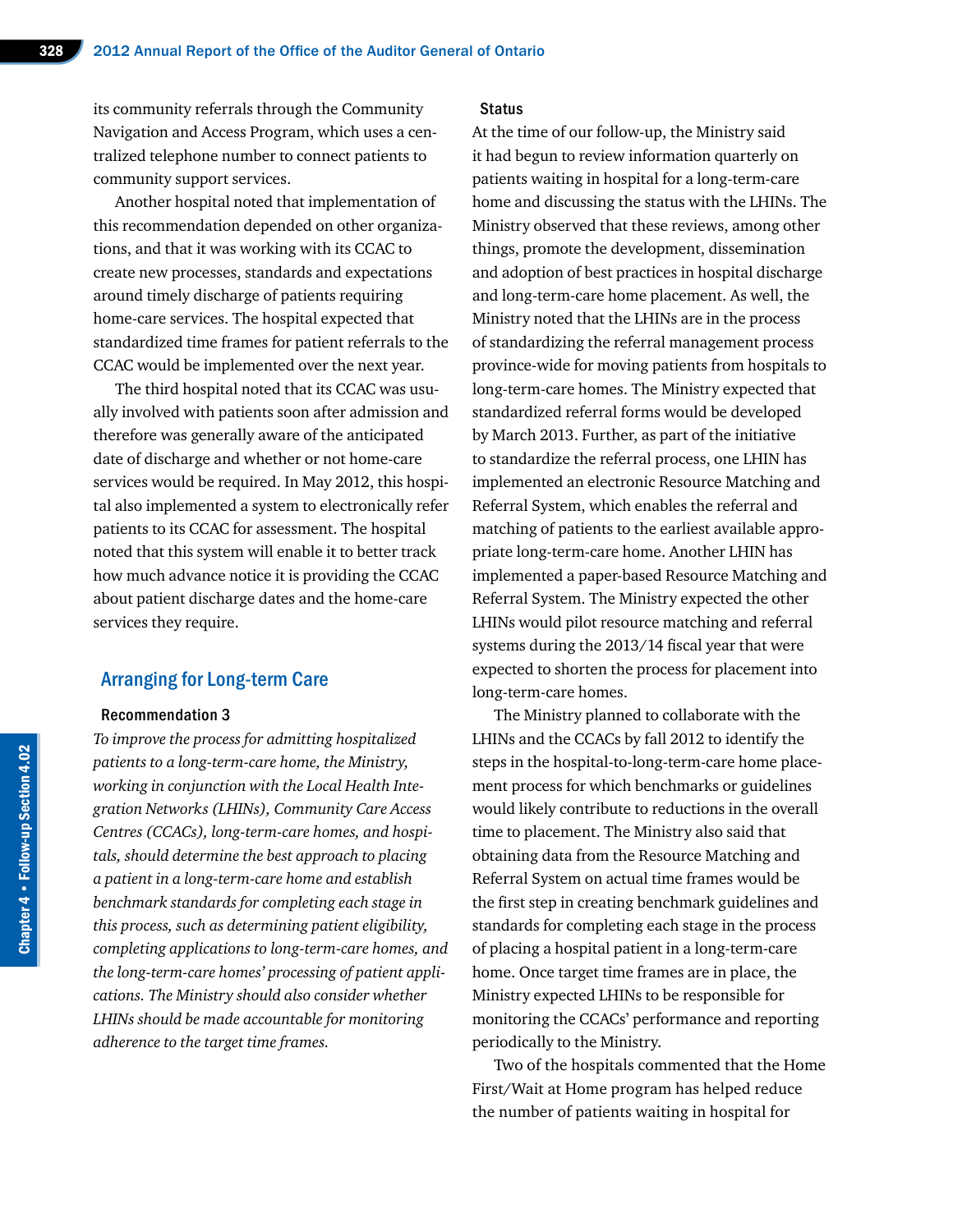its community referrals through the Community Navigation and Access Program, which uses a centralized telephone number to connect patients to community support services.

Another hospital noted that implementation of this recommendation depended on other organizations, and that it was working with its CCAC to create new processes, standards and expectations around timely discharge of patients requiring home-care services. The hospital expected that standardized time frames for patient referrals to the CCAC would be implemented over the next year.

The third hospital noted that its CCAC was usually involved with patients soon after admission and therefore was generally aware of the anticipated date of discharge and whether or not home-care services would be required. In May 2012, this hospital also implemented a system to electronically refer patients to its CCAC for assessment. The hospital noted that this system will enable it to better track how much advance notice it is providing the CCAC about patient discharge dates and the home-care services they require.

## Arranging for Long-term Care

### Recommendation 3

*To improve the process for admitting hospitalized patients to a long-term-care home, the Ministry, working in conjunction with the Local Health Integration Networks (LHINs), Community Care Access Centres (CCACs), long-term-care homes, and hospitals, should determine the best approach to placing a patient in a long-term-care home and establish benchmark standards for completing each stage in this process, such as determining patient eligibility, completing applications to long-term-care homes, and the long-term-care homes' processing of patient applications. The Ministry should also consider whether LHINs should be made accountable for monitoring adherence to the target time frames.*

### Status

At the time of our follow-up, the Ministry said it had begun to review information quarterly on patients waiting in hospital for a long-term-care home and discussing the status with the LHINs. The Ministry observed that these reviews, among other things, promote the development, dissemination and adoption of best practices in hospital discharge and long-term-care home placement. As well, the Ministry noted that the LHINs are in the process of standardizing the referral management process province-wide for moving patients from hospitals to long-term-care homes. The Ministry expected that standardized referral forms would be developed by March 2013. Further, as part of the initiative to standardize the referral process, one LHIN has implemented an electronic Resource Matching and Referral System, which enables the referral and matching of patients to the earliest available appropriate long-term-care home. Another LHIN has implemented a paper-based Resource Matching and Referral System. The Ministry expected the other LHINs would pilot resource matching and referral systems during the 2013/14 fiscal year that were expected to shorten the process for placement into long-term-care homes.

The Ministry planned to collaborate with the LHINs and the CCACs by fall 2012 to identify the steps in the hospital-to-long-term-care home placement process for which benchmarks or guidelines would likely contribute to reductions in the overall time to placement. The Ministry also said that obtaining data from the Resource Matching and Referral System on actual time frames would be the first step in creating benchmark guidelines and standards for completing each stage in the process of placing a hospital patient in a long-term-care home. Once target time frames are in place, the Ministry expected LHINs to be responsible for monitoring the CCACs' performance and reporting periodically to the Ministry.

Two of the hospitals commented that the Home First/Wait at Home program has helped reduce the number of patients waiting in hospital for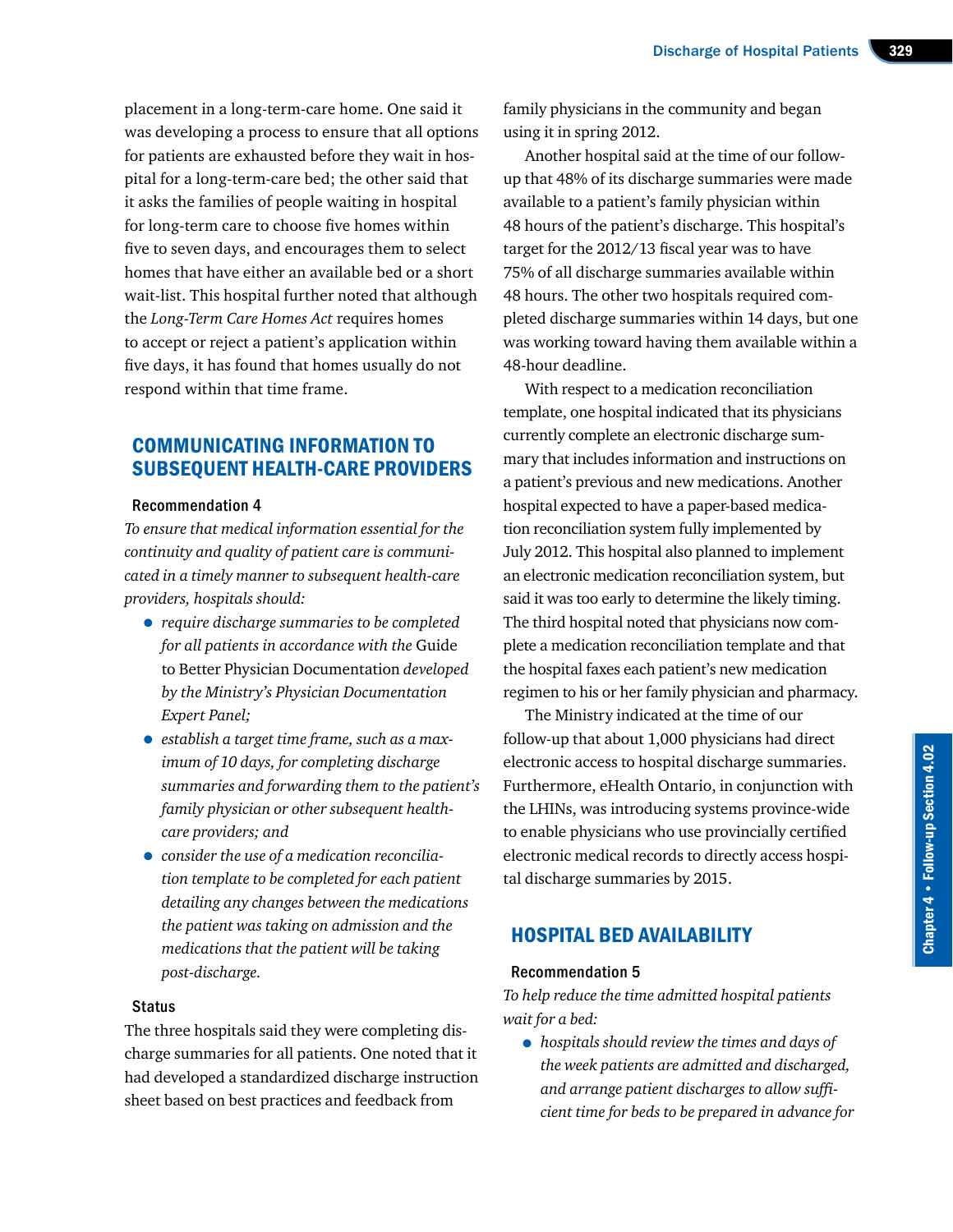placement in a long-term-care home. One said it was developing a process to ensure that all options for patients are exhausted before they wait in hospital for a long-term-care bed; the other said that it asks the families of people waiting in hospital for long-term care to choose five homes within five to seven days, and encourages them to select homes that have either an available bed or a short wait-list. This hospital further noted that although the *Long-Term Care Homes Act* requires homes to accept or reject a patient's application within five days, it has found that homes usually do not respond within that time frame.

## COMMUNICATING INFORMATION TO SUBSEQUENT HEALTH-CARE PROVIDERS

### Recommendation 4

*To ensure that medical information essential for the continuity and quality of patient care is communicated in a timely manner to subsequent health-care providers, hospitals should:*

- *require discharge summaries to be completed for all patients in accordance with the* Guide to Better Physician Documentation *developed by the Ministry's Physician Documentation Expert Panel;*
- *establish a target time frame, such as a maximum of 10 days, for completing discharge summaries and forwarding them to the patient's family physician or other subsequent health-care providers; and*
- *consider the use of a medication reconciliation template to be completed for each patient detailing any changes between the medications the patient was taking on admission and the medications that the patient will be taking post-discharge.*

### Status

The three hospitals said they were completing discharge summaries for all patients. One noted that it had developed a standardized discharge instruction sheet based on best practices and feedback from family physicians in the community and began using it in spring 2012.

Another hospital said at the time of our follow-up that 48% of its discharge summaries were made available to a patient's family physician within 48 hours of the patient's discharge. This hospital's target for the 2012/13 fiscal year was to have 75% of all discharge summaries available within 48 hours. The other two hospitals required completed discharge summaries within 14 days, but one was working toward having them available within a 48-hour deadline.

With respect to a medication reconciliation template, one hospital indicated that its physicians currently complete an electronic discharge summary that includes information and instructions on a patient's previous and new medications. Another hospital expected to have a paper-based medication reconciliation system fully implemented by July 2012. This hospital also planned to implement an electronic medication reconciliation system, but said it was too early to determine the likely timing. The third hospital noted that physicians now complete a medication reconciliation template and that the hospital faxes each patient's new medication regimen to his or her family physician and pharmacy.

The Ministry indicated at the time of our follow-up that about 1,000 physicians had direct electronic access to hospital discharge summaries. Furthermore, eHealth Ontario, in conjunction with the LHINs, was introducing systems province-wide to enable physicians who use provincially certified electronic medical records to directly access hospital discharge summaries by 2015.

## HOSPITAL BED AVAILABILITY

### Recommendation 5

*To help reduce the time admitted hospital patients wait for a bed:*

- *hospitals should review the times and days of the week patients are admitted and discharged, and arrange patient discharges to allow sufficient time for beds to be prepared in advance for*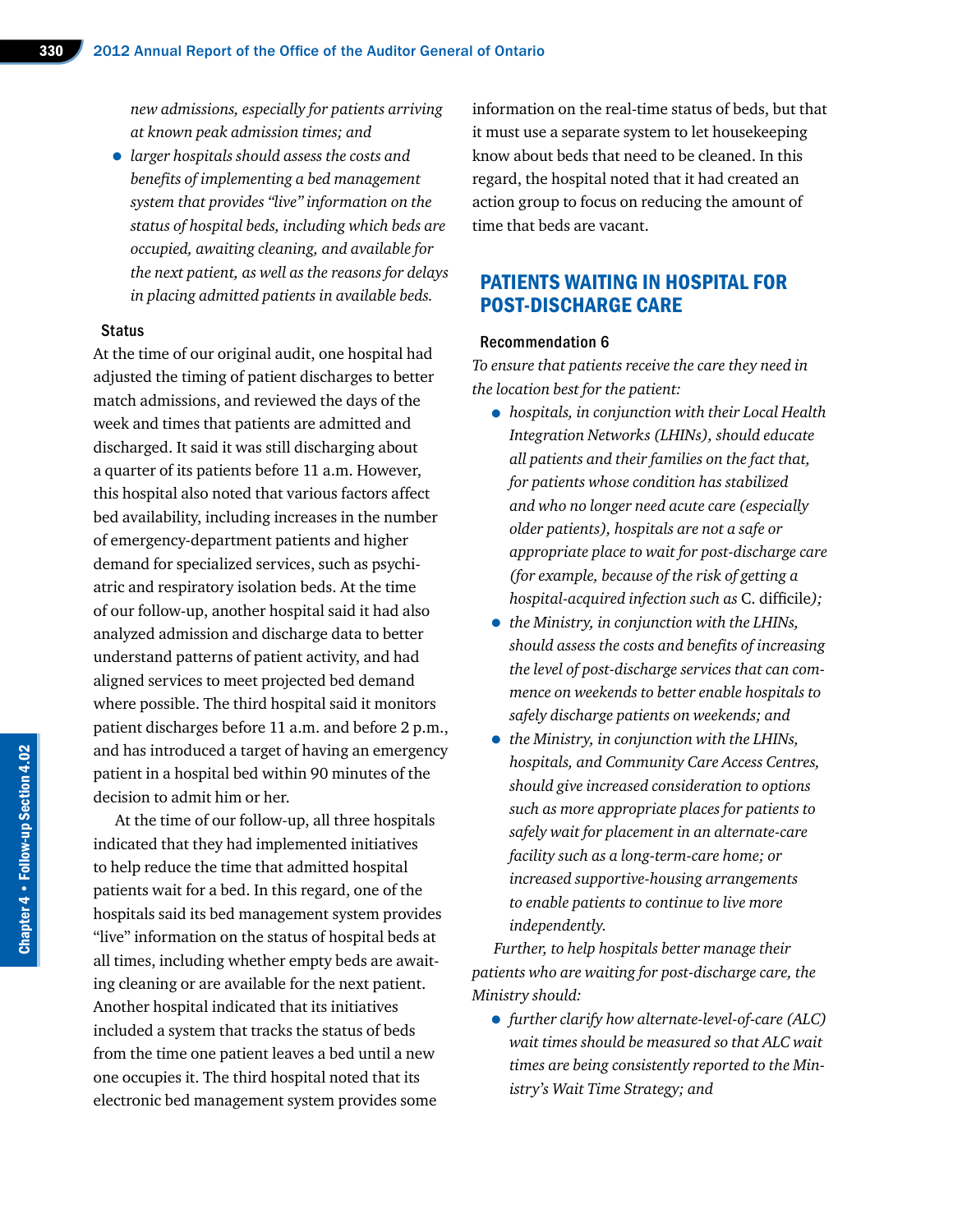*new admissions, especially for patients arriving at known peak admission times; and*

- *larger hospitals should assess the costs and benefits of implementing a bed management system that provides "live" information on the status of hospital beds, including which beds are occupied, awaiting cleaning, and available for the next patient, as well as the reasons for delays in placing admitted patients in available beds.*

### Status

At the time of our original audit, one hospital had adjusted the timing of patient discharges to better match admissions, and reviewed the days of the week and times that patients are admitted and discharged. It said it was still discharging about a quarter of its patients before 11 a.m. However, this hospital also noted that various factors affect bed availability, including increases in the number of emergency-department patients and higher demand for specialized services, such as psychiatric and respiratory isolation beds. At the time of our follow-up, another hospital said it had also analyzed admission and discharge data to better understand patterns of patient activity, and had aligned services to meet projected bed demand where possible. The third hospital said it monitors patient discharges before 11 a.m. and before 2 p.m., and has introduced a target of having an emergency patient in a hospital bed within 90 minutes of the decision to admit him or her.

At the time of our follow-up, all three hospitals indicated that they had implemented initiatives to help reduce the time that admitted hospital patients wait for a bed. In this regard, one of the hospitals said its bed management system provides "live" information on the status of hospital beds at all times, including whether empty beds are awaiting cleaning or are available for the next patient. Another hospital indicated that its initiatives included a system that tracks the status of beds from the time one patient leaves a bed until a new one occupies it. The third hospital noted that its electronic bed management system provides some information on the real-time status of beds, but that it must use a separate system to let housekeeping know about beds that need to be cleaned. In this regard, the hospital noted that it had created an action group to focus on reducing the amount of time that beds are vacant.

## PATIENTS WAITING IN HOSPITAL FOR POST-DISCHARGE CARE

### Recommendation 6

*To ensure that patients receive the care they need in the location best for the patient:*

- *hospitals, in conjunction with their Local Health Integration Networks (LHINs), should educate all patients and their families on the fact that, for patients whose condition has stabilized and who no longer need acute care (especially older patients), hospitals are not a safe or appropriate place to wait for post-discharge care (for example, because of the risk of getting a hospital-acquired infection such as* C. difficile*);*
- *the Ministry, in conjunction with the LHINs, should assess the costs and benefits of increasing the level of post-discharge services that can commence on weekends to better enable hospitals to safely discharge patients on weekends; and*
- *the Ministry, in conjunction with the LHINs, hospitals, and Community Care Access Centres, should give increased consideration to options such as more appropriate places for patients to safely wait for placement in an alternate-care facility such as a long-term-care home; or increased supportive-housing arrangements to enable patients to continue to live more independently.*

*Further, to help hospitals better manage their patients who are waiting for post-discharge care, the Ministry should:*

- *further clarify how alternate-level-of-care (ALC) wait times should be measured so that ALC wait times are being consistently reported to the Ministry's Wait Time Strategy; and*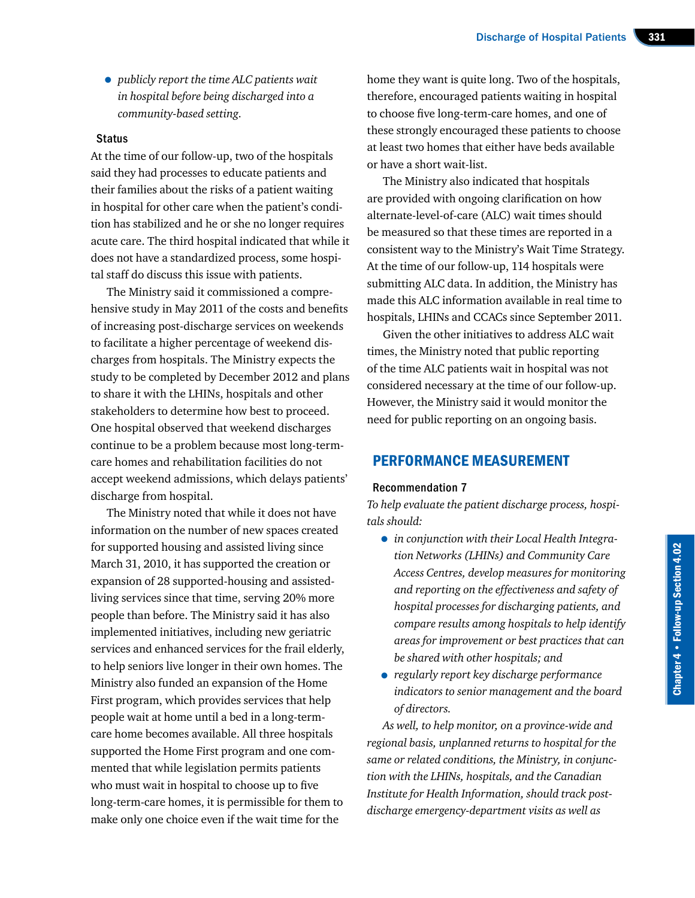- *publicly report the time ALC patients wait in hospital before being discharged into a community-based setting.*

#### Status

At the time of our follow-up, two of the hospitals said they had processes to educate patients and their families about the risks of a patient waiting in hospital for other care when the patient's condition has stabilized and he or she no longer requires acute care. The third hospital indicated that while it does not have a standardized process, some hospital staff do discuss this issue with patients.

The Ministry said it commissioned a comprehensive study in May 2011 of the costs and benefits of increasing post-discharge services on weekends to facilitate a higher percentage of weekend discharges from hospitals. The Ministry expects the study to be completed by December 2012 and plans to share it with the LHINs, hospitals and other stakeholders to determine how best to proceed. One hospital observed that weekend discharges continue to be a problem because most long-term-care homes and rehabilitation facilities do not accept weekend admissions, which delays patients' discharge from hospital.

The Ministry noted that while it does not have information on the number of new spaces created for supported housing and assisted living since March 31, 2010, it has supported the creation or expansion of 28 supported-housing and assisted-living services since that time, serving 20% more people than before. The Ministry said it has also implemented initiatives, including new geriatric services and enhanced services for the frail elderly, to help seniors live longer in their own homes. The Ministry also funded an expansion of the Home First program, which provides services that help people wait at home until a bed in a long-term-care home becomes available. All three hospitals supported the Home First program and one commented that while legislation permits patients who must wait in hospital to choose up to five long-term-care homes, it is permissible for them to make only one choice even if the wait time for the home they want is quite long. Two of the hospitals, therefore, encouraged patients waiting in hospital to choose five long-term-care homes, and one of these strongly encouraged these patients to choose at least two homes that either have beds available or have a short wait-list.

The Ministry also indicated that hospitals are provided with ongoing clarification on how alternate-level-of-care (ALC) wait times should be measured so that these times are reported in a consistent way to the Ministry's Wait Time Strategy. At the time of our follow-up, 114 hospitals were submitting ALC data. In addition, the Ministry has made this ALC information available in real time to hospitals, LHINs and CCACs since September 2011.

Given the other initiatives to address ALC wait times, the Ministry noted that public reporting of the time ALC patients wait in hospital was not considered necessary at the time of our follow-up. However, the Ministry said it would monitor the need for public reporting on an ongoing basis.

## PERFORMANCE MEASUREMENT

#### Recommendation 7

*To help evaluate the patient discharge process, hospitals should:*

- *in conjunction with their Local Health Integration Networks (LHINs) and Community Care Access Centres, develop measures for monitoring and reporting on the effectiveness and safety of hospital processes for discharging patients, and compare results among hospitals to help identify areas for improvement or best practices that can be shared with other hospitals; and*
- *regularly report key discharge performance indicators to senior management and the board of directors.*

*As well, to help monitor, on a province-wide and regional basis, unplanned returns to hospital for the same or related conditions, the Ministry, in conjunction with the LHINs, hospitals, and the Canadian Institute for Health Information, should track post-discharge emergency-department visits as well as*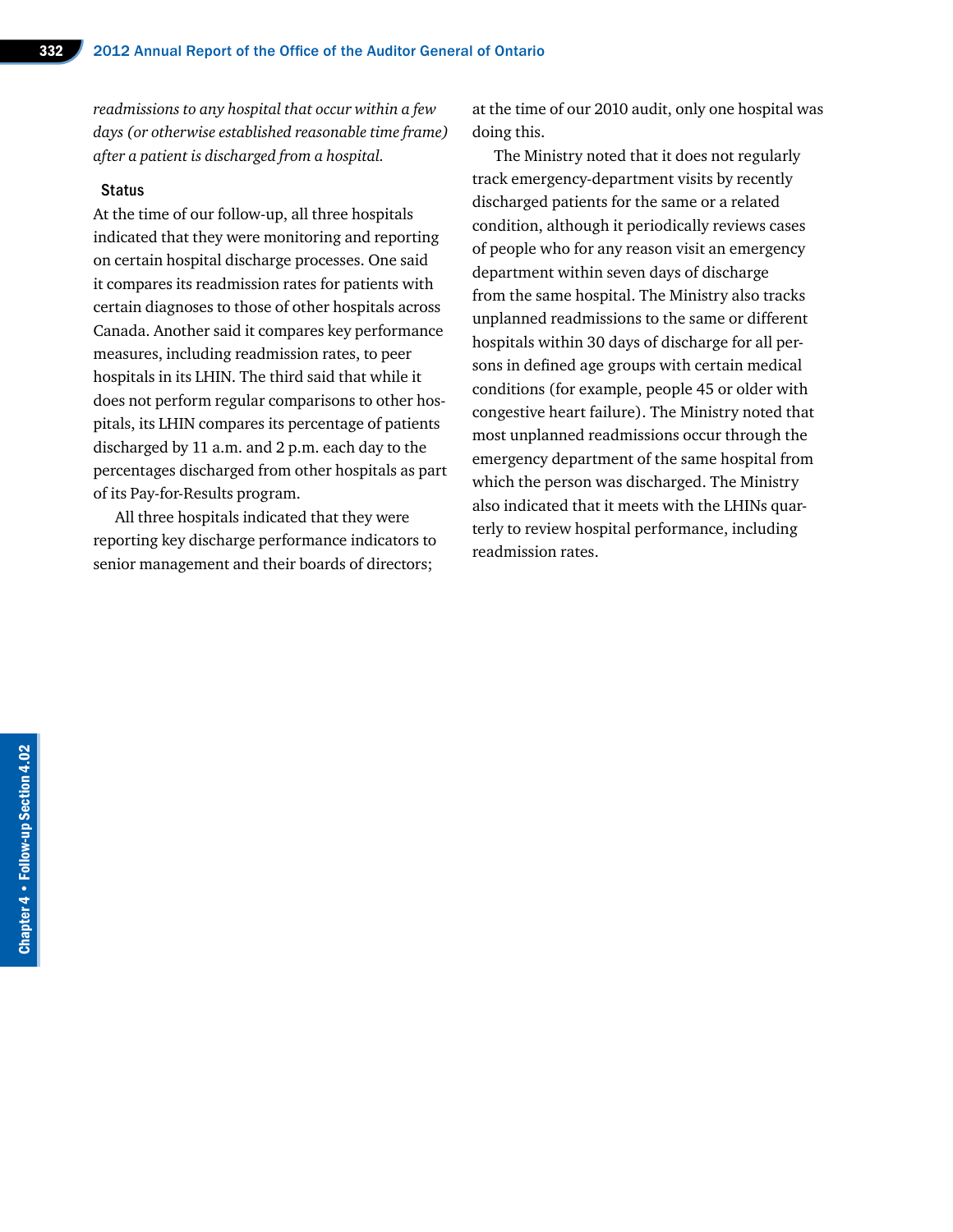*readmissions to any hospital that occur within a few days (or otherwise established reasonable time frame) after a patient is discharged from a hospital.*

### Status

At the time of our follow-up, all three hospitals indicated that they were monitoring and reporting on certain hospital discharge processes. One said it compares its readmission rates for patients with certain diagnoses to those of other hospitals across Canada. Another said it compares key performance measures, including readmission rates, to peer hospitals in its LHIN. The third said that while it does not perform regular comparisons to other hospitals, its LHIN compares its percentage of patients discharged by 11 a.m. and 2 p.m. each day to the percentages discharged from other hospitals as part of its Pay-for-Results program.

All three hospitals indicated that they were reporting key discharge performance indicators to senior management and their boards of directors; at the time of our 2010 audit, only one hospital was doing this.

The Ministry noted that it does not regularly track emergency-department visits by recently discharged patients for the same or a related condition, although it periodically reviews cases of people who for any reason visit an emergency department within seven days of discharge from the same hospital. The Ministry also tracks unplanned readmissions to the same or different hospitals within 30 days of discharge for all persons in defined age groups with certain medical conditions (for example, people 45 or older with congestive heart failure). The Ministry noted that most unplanned readmissions occur through the emergency department of the same hospital from which the person was discharged. The Ministry also indicated that it meets with the LHINs quarterly to review hospital performance, including readmission rates.